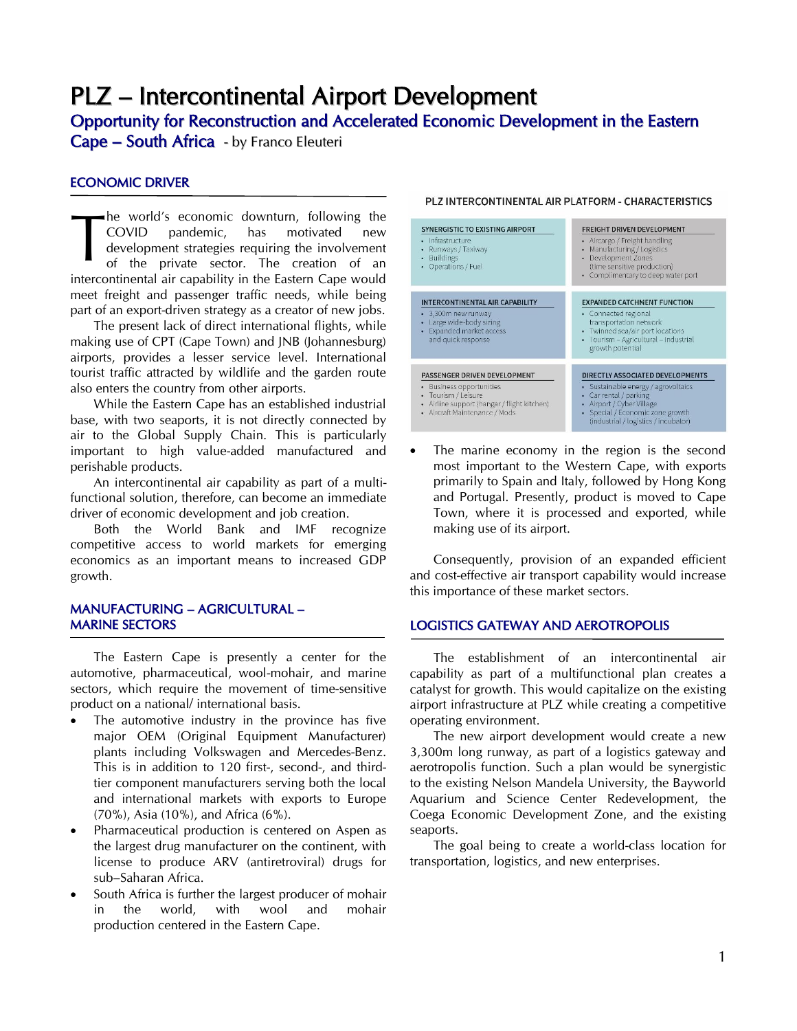# PLZ – Intercontinental Airport Development

## Opportunity for Reconstruction and Accelerated Economic Development in the Eastern Cape – South Africa - by Franco Eleuteri

### ECONOMIC DRIVER

The world's economic downturn, following the COVID pandemic, has motivated new development strategies requiring the involvement of the private sector. The creation of an intercontinental air capability in the Eastern Cape would meet freight and passenger traffic needs, while being part of an export-driven strategy as a creator of new jobs.

The present lack of direct international flights, while making use of CPT (Cape Town) and JNB (Johannesburg) airports, provides a lesser service level. International tourist traffic attracted by wildlife and the garden route also enters the country from other airports.

While the Eastern Cape has an established industrial base, with two seaports, it is not directly connected by air to the Global Supply Chain. This is particularly important to high value-added manufactured and perishable products.

An intercontinental air capability as part of a multi-functional solution, therefore, can become an immediate driver of economic development and job creation.

Both the World Bank and IMF recognize competitive access to world markets for emerging economics as an important means to increased GDP growth.

### MANUFACTURING – AGRICULTURAL – MARINE SECTORS

The Eastern Cape is presently a center for the automotive, pharmaceutical, wool-mohair, and marine sectors, which require the movement of time-sensitive product on a national/ international basis.

- The automotive industry in the province has five major OEM (Original Equipment Manufacturer) plants including Volkswagen and Mercedes-Benz. This is in addition to 120 first-, second-, and third-tier component manufacturers serving both the local and international markets with exports to Europe (70%), Asia (10%), and Africa (6%).
- Pharmaceutical production is centered on Aspen as the largest drug manufacturer on the continent, with license to produce ARV (antiretroviral) drugs for sub–Saharan Africa.
- South Africa is further the largest producer of mohair in the world, with wool and mohair production centered in the Eastern Cape.

**PLZ INTERCONTINENTAL AIR PLATFORM - CHARACTERISTICS**

| SYNERGISTIC TO EXISTING AIRPORT | FREIGHT DRIVEN DEVELOPMENT |
|---|---|
| • Infrastructure<br>• Runways / Taxiway<br>• Buildings<br>• Operations / Fuel | • Aircargo / Freight handling<br>• Manufacturing / Logistics<br>• Development Zones (time sensitive production)<br>• Complimentary to deep water port |
| **INTERCONTINENTAL AIR CAPABILITY** | **EXPANDED CATCHMENT FUNCTION** |
| • 3,300m new runway<br>• Large wide-body sizing<br>• Expanded market access and quick response | • Connected regional transportation network<br>• Twinned sea/air port locations<br>• Tourism – Agricultural – Industrial growth potential |
| **PASSENGER DRIVEN DEVELOPMENT** | **DIRECTLY ASSOCIATED DEVELOPMENTS** |
| • Business opportunities<br>• Tourism / Leisure<br>• Airline support (hangar / flight kitchen)<br>• Aircraft Maintenance / Mods | • Sustainable energy / agrovoltaics<br>• Car rental / parking<br>• Airport / Cyber Village<br>• Special / Economic zone growth (industrial / logistics / incubator) |

- The marine economy in the region is the second most important to the Western Cape, with exports primarily to Spain and Italy, followed by Hong Kong and Portugal. Presently, product is moved to Cape Town, where it is processed and exported, while making use of its airport.

Consequently, provision of an expanded efficient and cost-effective air transport capability would increase this importance of these market sectors.

### LOGISTICS GATEWAY AND AEROTROPOLIS

The establishment of an intercontinental air capability as part of a multifunctional plan creates a catalyst for growth. This would capitalize on the existing airport infrastructure at PLZ while creating a competitive operating environment.

The new airport development would create a new 3,300m long runway, as part of a logistics gateway and aerotropolis function. Such a plan would be synergistic to the existing Nelson Mandela University, the Bayworld Aquarium and Science Center Redevelopment, the Coega Economic Development Zone, and the existing seaports.

The goal being to create a world-class location for transportation, logistics, and new enterprises.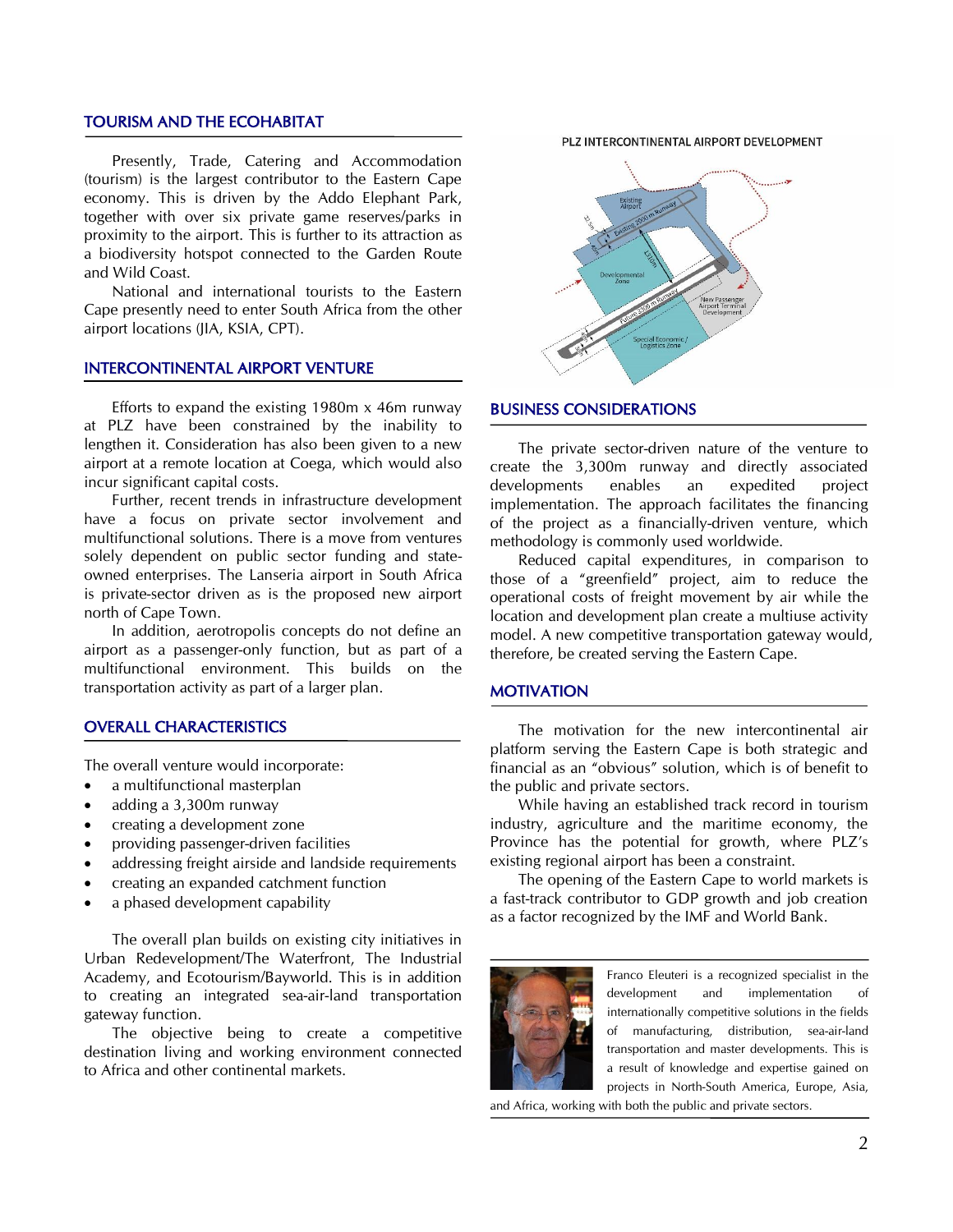## TOURISM AND THE ECOHABITAT

Presently, Trade, Catering and Accommodation (tourism) is the largest contributor to the Eastern Cape economy. This is driven by the Addo Elephant Park, together with over six private game reserves/parks in proximity to the airport. This is further to its attraction as a biodiversity hotspot connected to the Garden Route and Wild Coast.

National and international tourists to the Eastern Cape presently need to enter South Africa from the other airport locations (JIA, KSIA, CPT).

## INTERCONTINENTAL AIRPORT VENTURE

Efforts to expand the existing 1980m x 46m runway at PLZ have been constrained by the inability to lengthen it. Consideration has also been given to a new airport at a remote location at Coega, which would also incur significant capital costs.

Further, recent trends in infrastructure development have a focus on private sector involvement and multifunctional solutions. There is a move from ventures solely dependent on public sector funding and state-owned enterprises. The Lanseria airport in South Africa is private-sector driven as is the proposed new airport north of Cape Town.

In addition, aerotropolis concepts do not define an airport as a passenger-only function, but as part of a multifunctional environment. This builds on the transportation activity as part of a larger plan.

## OVERALL CHARACTERISTICS

The overall venture would incorporate:

- a multifunctional masterplan
- adding a 3,300m runway
- creating a development zone
- providing passenger-driven facilities
- addressing freight airside and landside requirements
- creating an expanded catchment function
- a phased development capability

The overall plan builds on existing city initiatives in Urban Redevelopment/The Waterfront, The Industrial Academy, and Ecotourism/Bayworld. This is in addition to creating an integrated sea-air-land transportation gateway function.

The objective being to create a competitive destination living and working environment connected to Africa and other continental markets.

PLZ INTERCONTINENTAL AIRPORT DEVELOPMENT

Existing Airport
Existing 2000 m Runway
Developmental Zone
Future 3300 m Runway
New Passenger Airport Terminal Development
Special Economic / Logistics Zone

## BUSINESS CONSIDERATIONS

The private sector-driven nature of the venture to create the 3,300m runway and directly associated developments enables an expedited project implementation. The approach facilitates the financing of the project as a financially-driven venture, which methodology is commonly used worldwide.

Reduced capital expenditures, in comparison to those of a "greenfield" project, aim to reduce the operational costs of freight movement by air while the location and development plan create a multiuse activity model. A new competitive transportation gateway would, therefore, be created serving the Eastern Cape.

## MOTIVATION

The motivation for the new intercontinental air platform serving the Eastern Cape is both strategic and financial as an "obvious" solution, which is of benefit to the public and private sectors.

While having an established track record in tourism industry, agriculture and the maritime economy, the Province has the potential for growth, where PLZ's existing regional airport has been a constraint.

The opening of the Eastern Cape to world markets is a fast-track contributor to GDP growth and job creation as a factor recognized by the IMF and World Bank.

Franco Eleuteri is a recognized specialist in the development and implementation of internationally competitive solutions in the fields of manufacturing, distribution, sea-air-land transportation and master developments. This is a result of knowledge and expertise gained on projects in North-South America, Europe, Asia, and Africa, working with both the public and private sectors.